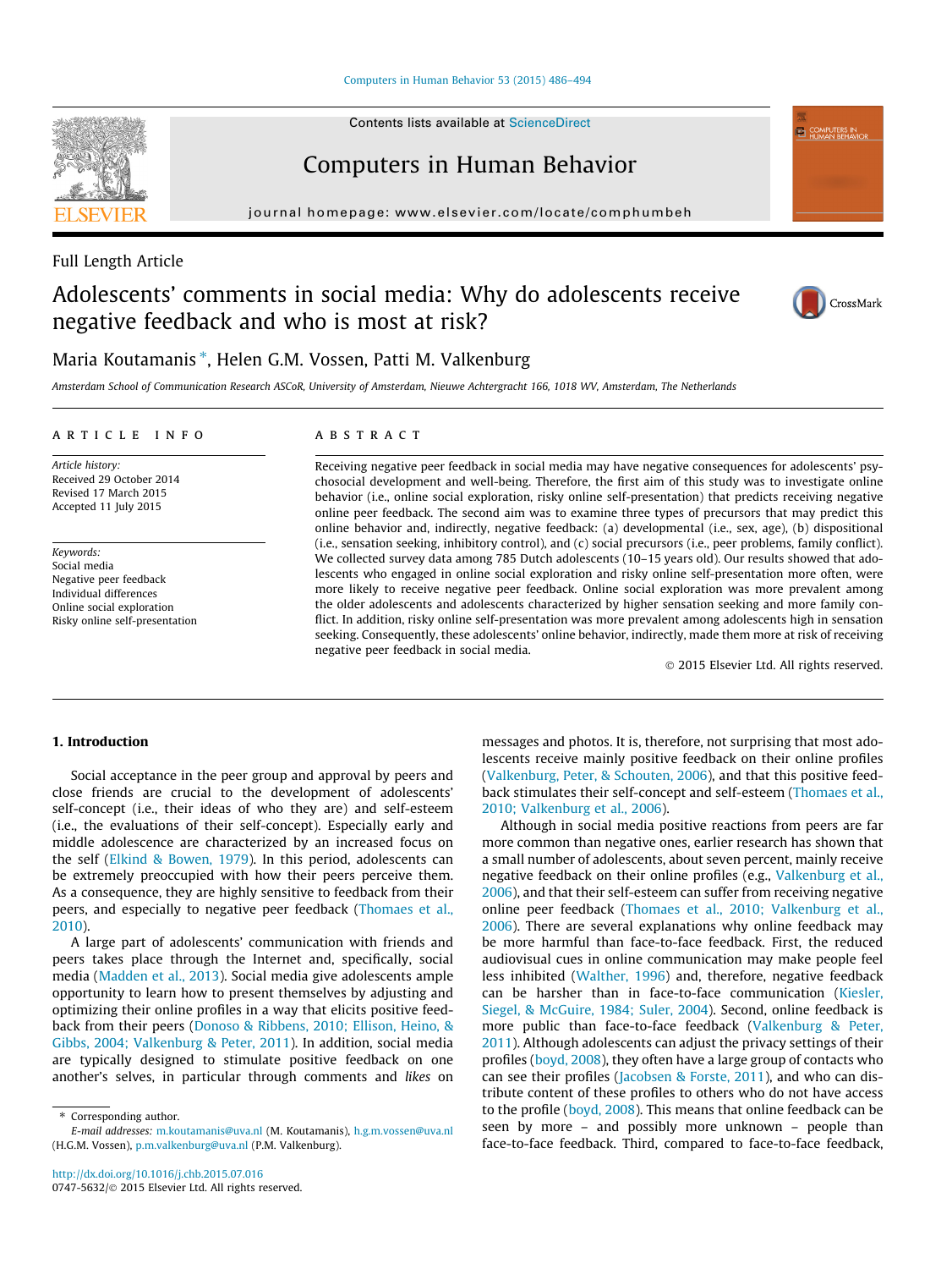Full Length Article

# Adolescents' comments in social media: Why do adolescents receive negative feedback and who is most at risk?

Maria Koutamanis *, Helen G.M. Vossen, Patti M. Valkenburg

*Amsterdam School of Communication Research ASCoR, University of Amsterdam, Nieuwe Achtergracht 166, 1018 WV, Amsterdam, The Netherlands*

## ARTICLE INFO

*Article history:*
Received 29 October 2014
Revised 17 March 2015
Accepted 11 July 2015

*Keywords:*
Social media
Negative peer feedback
Individual differences
Online social exploration
Risky online self-presentation

## ABSTRACT

Receiving negative peer feedback in social media may have negative consequences for adolescents' psychosocial development and well-being. Therefore, the first aim of this study was to investigate online behavior (i.e., online social exploration, risky online self-presentation) that predicts receiving negative online peer feedback. The second aim was to examine three types of precursors that may predict this online behavior and, indirectly, negative feedback: (a) developmental (i.e., sex, age), (b) dispositional (i.e., sensation seeking, inhibitory control), and (c) social precursors (i.e., peer problems, family conflict). We collected survey data among 785 Dutch adolescents (10–15 years old). Our results showed that adolescents who engaged in online social exploration and risky online self-presentation more often, were more likely to receive negative peer feedback. Online social exploration was more prevalent among the older adolescents and adolescents characterized by higher sensation seeking and more family conflict. In addition, risky online self-presentation was more prevalent among adolescents high in sensation seeking. Consequently, these adolescents' online behavior, indirectly, made them more at risk of receiving negative peer feedback in social media.

© 2015 Elsevier Ltd. All rights reserved.

## 1. Introduction

Social acceptance in the peer group and approval by peers and close friends are crucial to the development of adolescents' self-concept (i.e., their ideas of who they are) and self-esteem (i.e., the evaluations of their self-concept). Especially early and middle adolescence are characterized by an increased focus on the self (Elkind & Bowen, 1979). In this period, adolescents can be extremely preoccupied with how their peers perceive them. As a consequence, they are highly sensitive to feedback from their peers, and especially to negative peer feedback (Thomaes et al., 2010).

A large part of adolescents' communication with friends and peers takes place through the Internet and, specifically, social media (Madden et al., 2013). Social media give adolescents ample opportunity to learn how to present themselves by adjusting and optimizing their online profiles in a way that elicits positive feedback from their peers (Donoso & Ribbens, 2010; Ellison, Heino, & Gibbs, 2004; Valkenburg & Peter, 2011). In addition, social media are typically designed to stimulate positive feedback on one another's selves, in particular through comments and *likes* on messages and photos. It is, therefore, not surprising that most adolescents receive mainly positive feedback on their online profiles (Valkenburg, Peter, & Schouten, 2006), and that this positive feedback stimulates their self-concept and self-esteem (Thomaes et al., 2010; Valkenburg et al., 2006).

Although in social media positive reactions from peers are far more common than negative ones, earlier research has shown that a small number of adolescents, about seven percent, mainly receive negative feedback on their online profiles (e.g., Valkenburg et al., 2006), and that their self-esteem can suffer from receiving negative online peer feedback (Thomaes et al., 2010; Valkenburg et al., 2006). There are several explanations why online feedback may be more harmful than face-to-face feedback. First, the reduced audiovisual cues in online communication may make people feel less inhibited (Walther, 1996) and, therefore, negative feedback can be harsher than in face-to-face communication (Kiesler, Siegel, & McGuire, 1984; Suler, 2004). Second, online feedback is more public than face-to-face feedback (Valkenburg & Peter, 2011). Although adolescents can adjust the privacy settings of their profiles (boyd, 2008), they often have a large group of contacts who can see their profiles (Jacobsen & Forste, 2011), and who can distribute content of these profiles to others who do not have access to the profile (boyd, 2008). This means that online feedback can be seen by more – and possibly more unknown – people than face-to-face feedback. Third, compared to face-to-face feedback,

* Corresponding author.
*E-mail addresses:* m.koutamanis@uva.nl (M. Koutamanis), h.g.m.vossen@uva.nl (H.G.M. Vossen), p.m.valkenburg@uva.nl (P.M. Valkenburg).

http://dx.doi.org/10.1016/j.chb.2015.07.016
0747-5632/© 2015 Elsevier Ltd. All rights reserved.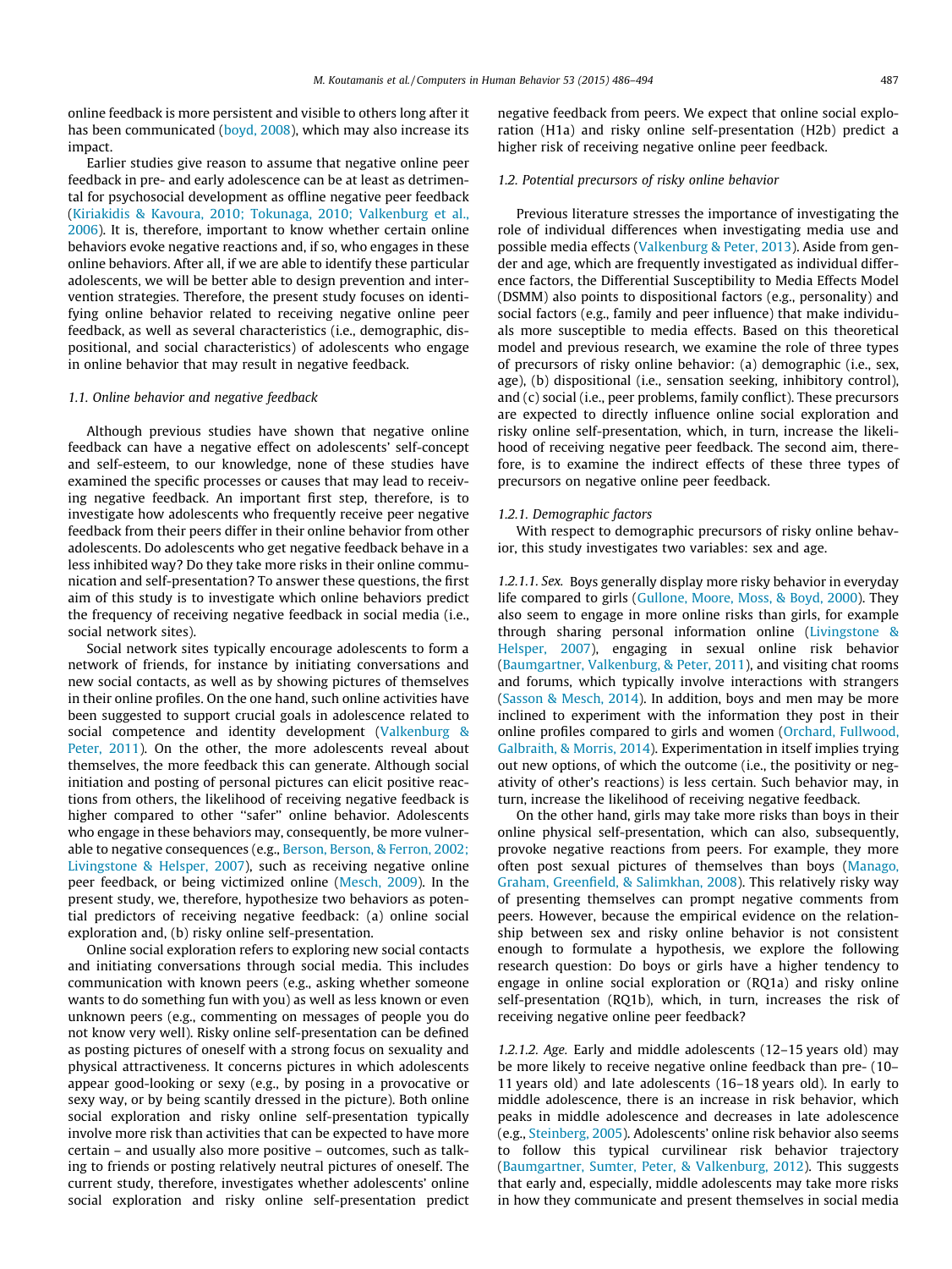online feedback is more persistent and visible to others long after it has been communicated (boyd, 2008), which may also increase its impact.

Earlier studies give reason to assume that negative online peer feedback in pre- and early adolescence can be at least as detrimental for psychosocial development as offline negative peer feedback (Kiriakidis & Kavoura, 2010; Tokunaga, 2010; Valkenburg et al., 2006). It is, therefore, important to know whether certain online behaviors evoke negative reactions and, if so, who engages in these online behaviors. After all, if we are able to identify these particular adolescents, we will be better able to design prevention and intervention strategies. Therefore, the present study focuses on identifying online behavior related to receiving negative online peer feedback, as well as several characteristics (i.e., demographic, dispositional, and social characteristics) of adolescents who engage in online behavior that may result in negative feedback.

### 1.1. Online behavior and negative feedback

Although previous studies have shown that negative online feedback can have a negative effect on adolescents' self-concept and self-esteem, to our knowledge, none of these studies have examined the specific processes or causes that may lead to receiving negative feedback. An important first step, therefore, is to investigate how adolescents who frequently receive peer negative feedback from their peers differ in their online behavior from other adolescents. Do adolescents who get negative feedback behave in a less inhibited way? Do they take more risks in their online communication and self-presentation? To answer these questions, the first aim of this study is to investigate which online behaviors predict the frequency of receiving negative feedback in social media (i.e., social network sites).

Social network sites typically encourage adolescents to form a network of friends, for instance by initiating conversations and new social contacts, as well as by showing pictures of themselves in their online profiles. On the one hand, such online activities have been suggested to support crucial goals in adolescence related to social competence and identity development (Valkenburg & Peter, 2011). On the other, the more adolescents reveal about themselves, the more feedback this can generate. Although social initiation and posting of personal pictures can elicit positive reactions from others, the likelihood of receiving negative feedback is higher compared to other ''safer'' online behavior. Adolescents who engage in these behaviors may, consequently, be more vulnerable to negative consequences (e.g., Berson, Berson, & Ferron, 2002; Livingstone & Helsper, 2007), such as receiving negative online peer feedback, or being victimized online (Mesch, 2009). In the present study, we, therefore, hypothesize two behaviors as potential predictors of receiving negative feedback: (a) online social exploration and, (b) risky online self-presentation.

Online social exploration refers to exploring new social contacts and initiating conversations through social media. This includes communication with known peers (e.g., asking whether someone wants to do something fun with you) as well as less known or even unknown peers (e.g., commenting on messages of people you do not know very well). Risky online self-presentation can be defined as posting pictures of oneself with a strong focus on sexuality and physical attractiveness. It concerns pictures in which adolescents appear good-looking or sexy (e.g., by posing in a provocative or sexy way, or by being scantily dressed in the picture). Both online social exploration and risky online self-presentation typically involve more risk than activities that can be expected to have more certain – and usually also more positive – outcomes, such as talking to friends or posting relatively neutral pictures of oneself. The current study, therefore, investigates whether adolescents' online social exploration and risky online self-presentation predict negative feedback from peers. We expect that online social exploration (H1a) and risky online self-presentation (H2b) predict a higher risk of receiving negative online peer feedback.

### 1.2. Potential precursors of risky online behavior

Previous literature stresses the importance of investigating the role of individual differences when investigating media use and possible media effects (Valkenburg & Peter, 2013). Aside from gender and age, which are frequently investigated as individual difference factors, the Differential Susceptibility to Media Effects Model (DSMM) also points to dispositional factors (e.g., personality) and social factors (e.g., family and peer influence) that make individuals more susceptible to media effects. Based on this theoretical model and previous research, we examine the role of three types of precursors of risky online behavior: (a) demographic (i.e., sex, age), (b) dispositional (i.e., sensation seeking, inhibitory control), and (c) social (i.e., peer problems, family conflict). These precursors are expected to directly influence online social exploration and risky online self-presentation, which, in turn, increase the likelihood of receiving negative peer feedback. The second aim, therefore, is to examine the indirect effects of these three types of precursors on negative online peer feedback.

#### 1.2.1. Demographic factors

With respect to demographic precursors of risky online behavior, this study investigates two variables: sex and age.

*1.2.1.1. Sex.* Boys generally display more risky behavior in everyday life compared to girls (Gullone, Moore, Moss, & Boyd, 2000). They also seem to engage in more online risks than girls, for example through sharing personal information online (Livingstone & Helsper, 2007), engaging in sexual online risk behavior (Baumgartner, Valkenburg, & Peter, 2011), and visiting chat rooms and forums, which typically involve interactions with strangers (Sasson & Mesch, 2014). In addition, boys and men may be more inclined to experiment with the information they post in their online profiles compared to girls and women (Orchard, Fullwood, Galbraith, & Morris, 2014). Experimentation in itself implies trying out new options, of which the outcome (i.e., the positivity or negativity of other's reactions) is less certain. Such behavior may, in turn, increase the likelihood of receiving negative feedback.

On the other hand, girls may take more risks than boys in their online physical self-presentation, which can also, subsequently, provoke negative reactions from peers. For example, they more often post sexual pictures of themselves than boys (Manago, Graham, Greenfield, & Salimkhan, 2008). This relatively risky way of presenting themselves can prompt negative comments from peers. However, because the empirical evidence on the relationship between sex and risky online behavior is not consistent enough to formulate a hypothesis, we explore the following research question: Do boys or girls have a higher tendency to engage in online social exploration or (RQ1a) and risky online self-presentation (RQ1b), which, in turn, increases the risk of receiving negative online peer feedback?

*1.2.1.2. Age.* Early and middle adolescents (12–15 years old) may be more likely to receive negative online feedback than pre- (10–11 years old) and late adolescents (16–18 years old). In early to middle adolescence, there is an increase in risk behavior, which peaks in middle adolescence and decreases in late adolescence (e.g., Steinberg, 2005). Adolescents' online risk behavior also seems to follow this typical curvilinear risk behavior trajectory (Baumgartner, Sumter, Peter, & Valkenburg, 2012). This suggests that early and, especially, middle adolescents may take more risks in how they communicate and present themselves in social media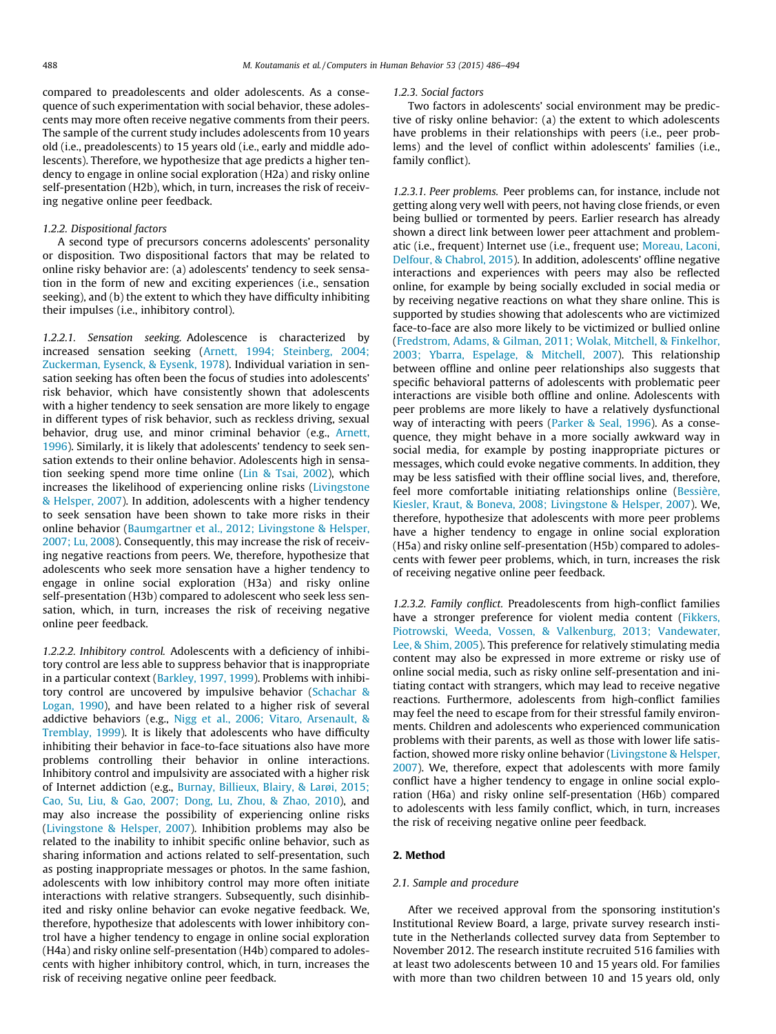compared to preadolescents and older adolescents. As a consequence of such experimentation with social behavior, these adolescents may more often receive negative comments from their peers. The sample of the current study includes adolescents from 10 years old (i.e., preadolescents) to 15 years old (i.e., early and middle adolescents). Therefore, we hypothesize that age predicts a higher tendency to engage in online social exploration (H2a) and risky online self-presentation (H2b), which, in turn, increases the risk of receiving negative online peer feedback.

### 1.2.2. Dispositional factors

A second type of precursors concerns adolescents' personality or disposition. Two dispositional factors that may be related to online risky behavior are: (a) adolescents' tendency to seek sensation in the form of new and exciting experiences (i.e., sensation seeking), and (b) the extent to which they have difficulty inhibiting their impulses (i.e., inhibitory control).

*1.2.2.1. Sensation seeking.* Adolescence is characterized by increased sensation seeking (Arnett, 1994; Steinberg, 2004; Zuckerman, Eysenck, & Eysenk, 1978). Individual variation in sensation seeking has often been the focus of studies into adolescents' risk behavior, which have consistently shown that adolescents with a higher tendency to seek sensation are more likely to engage in different types of risk behavior, such as reckless driving, sexual behavior, drug use, and minor criminal behavior (e.g., Arnett, 1996). Similarly, it is likely that adolescents' tendency to seek sensation extends to their online behavior. Adolescents high in sensation seeking spend more time online (Lin & Tsai, 2002), which increases the likelihood of experiencing online risks (Livingstone & Helsper, 2007). In addition, adolescents with a higher tendency to seek sensation have been shown to take more risks in their online behavior (Baumgartner et al., 2012; Livingstone & Helsper, 2007; Lu, 2008). Consequently, this may increase the risk of receiving negative reactions from peers. We, therefore, hypothesize that adolescents who seek more sensation have a higher tendency to engage in online social exploration (H3a) and risky online self-presentation (H3b) compared to adolescent who seek less sensation, which, in turn, increases the risk of receiving negative online peer feedback.

*1.2.2.2. Inhibitory control.* Adolescents with a deficiency of inhibitory control are less able to suppress behavior that is inappropriate in a particular context (Barkley, 1997, 1999). Problems with inhibitory control are uncovered by impulsive behavior (Schachar & Logan, 1990), and have been related to a higher risk of several addictive behaviors (e.g., Nigg et al., 2006; Vitaro, Arsenault, & Tremblay, 1999). It is likely that adolescents who have difficulty inhibiting their behavior in face-to-face situations also have more problems controlling their behavior in online interactions. Inhibitory control and impulsivity are associated with a higher risk of Internet addiction (e.g., Burnay, Billieux, Blairy, & Larøi, 2015; Cao, Su, Liu, & Gao, 2007; Dong, Lu, Zhou, & Zhao, 2010), and may also increase the possibility of experiencing online risks (Livingstone & Helsper, 2007). Inhibition problems may also be related to the inability to inhibit specific online behavior, such as sharing information and actions related to self-presentation, such as posting inappropriate messages or photos. In the same fashion, adolescents with low inhibitory control may more often initiate interactions with relative strangers. Subsequently, such disinhibited and risky online behavior can evoke negative feedback. We, therefore, hypothesize that adolescents with lower inhibitory control have a higher tendency to engage in online social exploration (H4a) and risky online self-presentation (H4b) compared to adolescents with higher inhibitory control, which, in turn, increases the risk of receiving negative online peer feedback.

### 1.2.3. Social factors

Two factors in adolescents' social environment may be predictive of risky online behavior: (a) the extent to which adolescents have problems in their relationships with peers (i.e., peer problems) and the level of conflict within adolescents' families (i.e., family conflict).

*1.2.3.1. Peer problems.* Peer problems can, for instance, include not getting along very well with peers, not having close friends, or even being bullied or tormented by peers. Earlier research has already shown a direct link between lower peer attachment and problematic (i.e., frequent) Internet use (i.e., frequent use; Moreau, Laconi, Delfour, & Chabrol, 2015). In addition, adolescents' offline negative interactions and experiences with peers may also be reflected online, for example by being socially excluded in social media or by receiving negative reactions on what they share online. This is supported by studies showing that adolescents who are victimized face-to-face are also more likely to be victimized or bullied online (Fredstrom, Adams, & Gilman, 2011; Wolak, Mitchell, & Finkelhor, 2003; Ybarra, Espelage, & Mitchell, 2007). This relationship between offline and online peer relationships also suggests that specific behavioral patterns of adolescents with problematic peer interactions are visible both offline and online. Adolescents with peer problems are more likely to have a relatively dysfunctional way of interacting with peers (Parker & Seal, 1996). As a consequence, they might behave in a more socially awkward way in social media, for example by posting inappropriate pictures or messages, which could evoke negative comments. In addition, they may be less satisfied with their offline social lives, and, therefore, feel more comfortable initiating relationships online (Bessière, Kiesler, Kraut, & Boneva, 2008; Livingstone & Helsper, 2007). We, therefore, hypothesize that adolescents with more peer problems have a higher tendency to engage in online social exploration (H5a) and risky online self-presentation (H5b) compared to adolescents with fewer peer problems, which, in turn, increases the risk of receiving negative online peer feedback.

*1.2.3.2. Family conflict.* Preadolescents from high-conflict families have a stronger preference for violent media content (Fikkers, Piotrowski, Weeda, Vossen, & Valkenburg, 2013; Vandewater, Lee, & Shim, 2005). This preference for relatively stimulating media content may also be expressed in more extreme or risky use of online social media, such as risky online self-presentation and initiating contact with strangers, which may lead to receive negative reactions. Furthermore, adolescents from high-conflict families may feel the need to escape from for their stressful family environments. Children and adolescents who experienced communication problems with their parents, as well as those with lower life satisfaction, showed more risky online behavior (Livingstone & Helsper, 2007). We, therefore, expect that adolescents with more family conflict have a higher tendency to engage in online social exploration (H6a) and risky online self-presentation (H6b) compared to adolescents with less family conflict, which, in turn, increases the risk of receiving negative online peer feedback.

## 2. Method

### 2.1. Sample and procedure

After we received approval from the sponsoring institution's Institutional Review Board, a large, private survey research institute in the Netherlands collected survey data from September to November 2012. The research institute recruited 516 families with at least two adolescents between 10 and 15 years old. For families with more than two children between 10 and 15 years old, only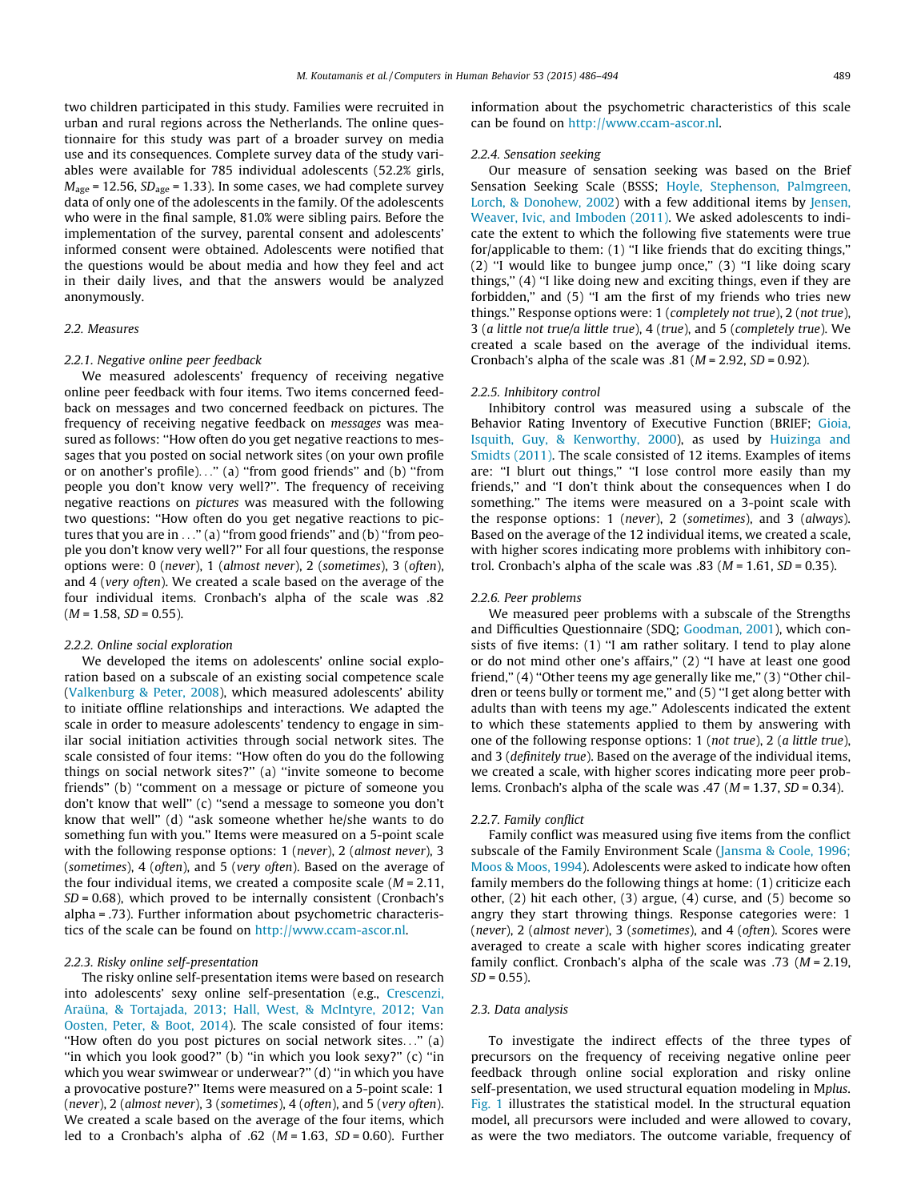two children participated in this study. Families were recruited in urban and rural regions across the Netherlands. The online questionnaire for this study was part of a broader survey on media use and its consequences. Complete survey data of the study variables were available for 785 individual adolescents (52.2% girls, $M_{age}$ = 12.56, $SD_{age}$ = 1.33). In some cases, we had complete survey data of only one of the adolescents in the family. Of the adolescents who were in the final sample, 81.0% were sibling pairs. Before the implementation of the survey, parental consent and adolescents' informed consent were obtained. Adolescents were notified that the questions would be about media and how they feel and act in their daily lives, and that the answers would be analyzed anonymously.

### 2.2. Measures

#### 2.2.1. Negative online peer feedback

We measured adolescents' frequency of receiving negative online peer feedback with four items. Two items concerned feedback on messages and two concerned feedback on pictures. The frequency of receiving negative feedback on *messages* was measured as follows: "How often do you get negative reactions to messages that you posted on social network sites (on your own profile or on another's profile)..." (a) "from good friends" and (b) "from people you don't know very well?". The frequency of receiving negative reactions on *pictures* was measured with the following two questions: "How often do you get negative reactions to pictures that you are in ..." (a) "from good friends" and (b) "from people you don't know very well?" For all four questions, the response options were: 0 (*never*), 1 (*almost never*), 2 (*sometimes*), 3 (*often*), and 4 (*very often*). We created a scale based on the average of the four individual items. Cronbach's alpha of the scale was .82 (*M* = 1.58, *SD* = 0.55).

#### 2.2.2. Online social exploration

We developed the items on adolescents' online social exploration based on a subscale of an existing social competence scale (Valkenburg & Peter, 2008), which measured adolescents' ability to initiate offline relationships and interactions. We adapted the scale in order to measure adolescents' tendency to engage in similar social initiation activities through social network sites. The scale consisted of four items: "How often do you do the following things on social network sites?" (a) "invite someone to become friends" (b) "comment on a message or picture of someone you don't know that well" (c) "send a message to someone you don't know that well" (d) "ask someone whether he/she wants to do something fun with you." Items were measured on a 5-point scale with the following response options: 1 (*never*), 2 (*almost never*), 3 (*sometimes*), 4 (*often*), and 5 (*very often*). Based on the average of the four individual items, we created a composite scale (*M* = 2.11, *SD* = 0.68), which proved to be internally consistent (Cronbach's alpha = .73). Further information about psychometric characteristics of the scale can be found on http://www.ccam-ascor.nl.

#### 2.2.3. Risky online self-presentation

The risky online self-presentation items were based on research into adolescents' sexy online self-presentation (e.g., Crescenzi, Araüna, & Tortajada, 2013; Hall, West, & McIntyre, 2012; Van Oosten, Peter, & Boot, 2014). The scale consisted of four items: "How often do you post pictures on social network sites..." (a) "in which you look good?" (b) "in which you look sexy?" (c) "in which you wear swimwear or underwear?" (d) "in which you have a provocative posture?" Items were measured on a 5-point scale: 1 (*never*), 2 (*almost never*), 3 (*sometimes*), 4 (*often*), and 5 (*very often*). We created a scale based on the average of the four items, which led to a Cronbach's alpha of .62 (*M* = 1.63, *SD* = 0.60). Further information about the psychometric characteristics of this scale can be found on http://www.ccam-ascor.nl.

#### 2.2.4. Sensation seeking

Our measure of sensation seeking was based on the Brief Sensation Seeking Scale (BSSS; Hoyle, Stephenson, Palmgreen, Lorch, & Donohew, 2002) with a few additional items by Jensen, Weaver, Ivic, and Imboden (2011). We asked adolescents to indicate the extent to which the following five statements were true for/applicable to them: (1) "I like friends that do exciting things," (2) "I would like to bungee jump once," (3) "I like doing scary things," (4) "I like doing new and exciting things, even if they are forbidden," and (5) "I am the first of my friends who tries new things." Response options were: 1 (*completely not true*), 2 (*not true*), 3 (*a little not true/a little true*), 4 (*true*), and 5 (*completely true*). We created a scale based on the average of the individual items. Cronbach's alpha of the scale was .81 (*M* = 2.92, *SD* = 0.92).

#### 2.2.5. Inhibitory control

Inhibitory control was measured using a subscale of the Behavior Rating Inventory of Executive Function (BRIEF; Gioia, Isquith, Guy, & Kenworthy, 2000), as used by Huizinga and Smidts (2011). The scale consisted of 12 items. Examples of items are: "I blurt out things," "I lose control more easily than my friends," and "I don't think about the consequences when I do something." The items were measured on a 3-point scale with the response options: 1 (*never*), 2 (*sometimes*), and 3 (*always*). Based on the average of the 12 individual items, we created a scale, with higher scores indicating more problems with inhibitory control. Cronbach's alpha of the scale was .83 (*M* = 1.61, *SD* = 0.35).

#### 2.2.6. Peer problems

We measured peer problems with a subscale of the Strengths and Difficulties Questionnaire (SDQ; Goodman, 2001), which consists of five items: (1) "I am rather solitary. I tend to play alone or do not mind other one's affairs," (2) "I have at least one good friend," (4) "Other teens my age generally like me," (3) "Other children or teens bully or torment me," and (5) "I get along better with adults than with teens my age." Adolescents indicated the extent to which these statements applied to them by answering with one of the following response options: 1 (*not true*), 2 (*a little true*), and 3 (*definitely true*). Based on the average of the individual items, we created a scale, with higher scores indicating more peer problems. Cronbach's alpha of the scale was .47 (*M* = 1.37, *SD* = 0.34).

#### 2.2.7. Family conflict

Family conflict was measured using five items from the conflict subscale of the Family Environment Scale (Jansma & Coole, 1996; Moos & Moos, 1994). Adolescents were asked to indicate how often family members do the following things at home: (1) criticize each other, (2) hit each other, (3) argue, (4) curse, and (5) become so angry they start throwing things. Response categories were: 1 (*never*), 2 (*almost never*), 3 (*sometimes*), and 4 (*often*). Scores were averaged to create a scale with higher scores indicating greater family conflict. Cronbach's alpha of the scale was .73 (*M* = 2.19, *SD* = 0.55).

### 2.3. Data analysis

To investigate the indirect effects of the three types of precursors on the frequency of receiving negative online peer feedback through online social exploration and risky online self-presentation, we used structural equation modeling in M*plus*. Fig. 1 illustrates the statistical model. In the structural equation model, all precursors were included and were allowed to covary, as were the two mediators. The outcome variable, frequency of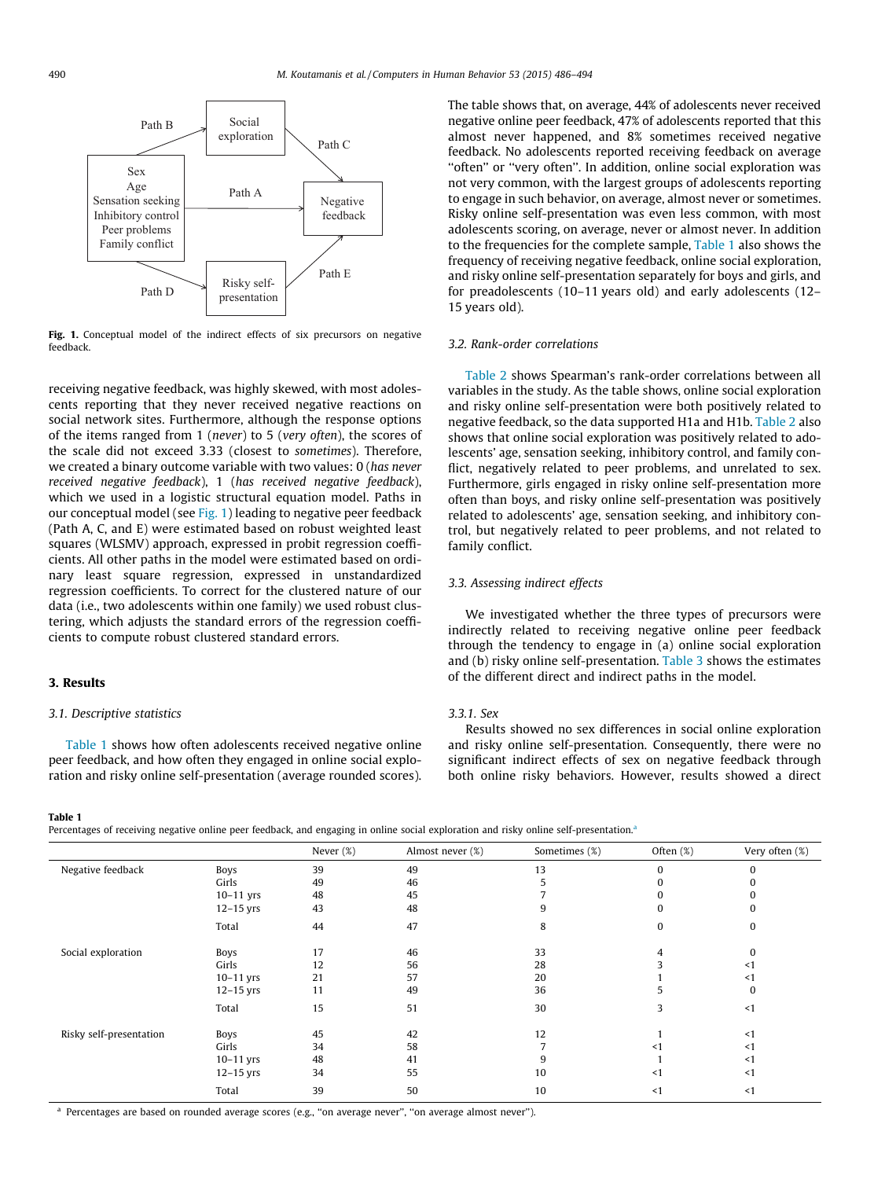Path B

Social exploration

Path C

Sex
Age
Sensation seeking
Inhibitory control
Peer problems
Family conflict

Path A

Negative feedback

Path D

Risky self-presentation

Path E

**Fig. 1.** Conceptual model of the indirect effects of six precursors on negative feedback.

receiving negative feedback, was highly skewed, with most adolescents reporting that they never received negative reactions on social network sites. Furthermore, although the response options of the items ranged from 1 (*never*) to 5 (*very often*), the scores of the scale did not exceed 3.33 (closest to *sometimes*). Therefore, we created a binary outcome variable with two values: 0 (*has never received negative feedback*), 1 (*has received negative feedback*), which we used in a logistic structural equation model. Paths in our conceptual model (see Fig. 1) leading to negative peer feedback (Path A, C, and E) were estimated based on robust weighted least squares (WLSMV) approach, expressed in probit regression coefficients. All other paths in the model were estimated based on ordinary least square regression, expressed in unstandardized regression coefficients. To correct for the clustered nature of our data (i.e., two adolescents within one family) we used robust clustering, which adjusts the standard errors of the regression coefficients to compute robust clustered standard errors.

## 3. Results

### 3.1. Descriptive statistics

Table 1 shows how often adolescents received negative online peer feedback, and how often they engaged in online social exploration and risky online self-presentation (average rounded scores). The table shows that, on average, 44% of adolescents never received negative online peer feedback, 47% of adolescents reported that this almost never happened, and 8% sometimes received negative feedback. No adolescents reported receiving feedback on average "often" or "very often". In addition, online social exploration was not very common, with the largest groups of adolescents reporting to engage in such behavior, on average, almost never or sometimes. Risky online self-presentation was even less common, with most adolescents scoring, on average, never or almost never. In addition to the frequencies for the complete sample, Table 1 also shows the frequency of receiving negative feedback, online social exploration, and risky online self-presentation separately for boys and girls, and for preadolescents (10–11 years old) and early adolescents (12–15 years old).

### 3.2. Rank-order correlations

Table 2 shows Spearman's rank-order correlations between all variables in the study. As the table shows, online social exploration and risky online self-presentation were both positively related to negative feedback, so the data supported H1a and H1b. Table 2 also shows that online social exploration was positively related to adolescents' age, sensation seeking, inhibitory control, and family conflict, negatively related to peer problems, and unrelated to sex. Furthermore, girls engaged in risky online self-presentation more often than boys, and risky online self-presentation was positively related to adolescents' age, sensation seeking, and inhibitory control, but negatively related to peer problems, and not related to family conflict.

### 3.3. Assessing indirect effects

We investigated whether the three types of precursors were indirectly related to receiving negative online peer feedback through the tendency to engage in (a) online social exploration and (b) risky online self-presentation. Table 3 shows the estimates of the different direct and indirect paths in the model.

#### 3.3.1. Sex

Results showed no sex differences in social online exploration and risky online self-presentation. Consequently, there were no significant indirect effects of sex on negative feedback through both online risky behaviors. However, results showed a direct

**Table 1**
Percentages of receiving negative online peer feedback, and engaging in online social exploration and risky online self-presentation.[a]

| | | Never (%) | Almost never (%) | Sometimes (%) | Often (%) | Very often (%) |
|---|---|---|---|---|---|---|
| Negative feedback | Boys | 39 | 49 | 13 | 0 | 0 |
| | Girls | 49 | 46 | 5 | 0 | 0 |
| | 10–11 yrs | 48 | 45 | 7 | 0 | 0 |
| | 12–15 yrs | 43 | 48 | 9 | 0 | 0 |
| | Total | 44 | 47 | 8 | 0 | 0 |
| Social exploration | Boys | 17 | 46 | 33 | 4 | 0 |
| | Girls | 12 | 56 | 28 | 3 | <1 |
| | 10–11 yrs | 21 | 57 | 20 | 1 | <1 |
| | 12–15 yrs | 11 | 49 | 36 | 5 | 0 |
| | Total | 15 | 51 | 30 | 3 | <1 |
| Risky self-presentation | Boys | 45 | 42 | 12 | 1 | <1 |
| | Girls | 34 | 58 | 7 | <1 | <1 |
| | 10–11 yrs | 48 | 41 | 9 | 1 | <1 |
| | 12–15 yrs | 34 | 55 | 10 | <1 | <1 |
| | Total | 39 | 50 | 10 | <1 | <1 |

[a] Percentages are based on rounded average scores (e.g., "on average never", "on average almost never").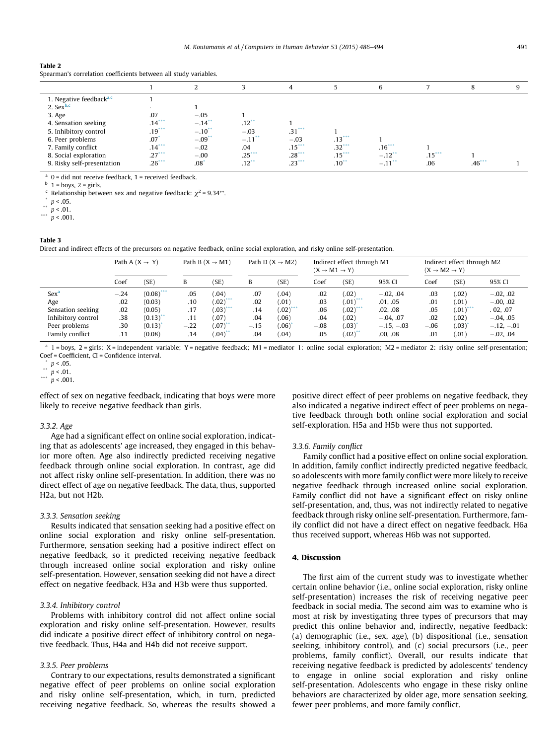**Table 2**
Spearman's correlation coefficients between all study variables.

| | 1 | 2 | 3 | 4 | 5 | 6 | 7 | 8 | 9 |
|---|---|---|---|---|---|---|---|---|---|
| 1. Negative feedback[a,c] | 1 | | | | | | | | |
| 2. Sex[b,c] | - | 1 | | | | | | | |
| 3. Age | .07 | −.05 | 1 | | | | | | |
| 4. Sensation seeking | .14*** | −.14** | .12** | 1 | | | | | |
| 5. Inhibitory control | .19*** | −.10** | −.03 | .31*** | 1 | | | | |
| 6. Peer problems | .07* | −.09** | −.11** | −.03 | .13*** | 1 | | | |
| 7. Family conflict | .14*** | −.02 | .04 | .15*** | .32*** | .16*** | 1 | | |
| 8. Social exploration | .27*** | −.00 | .25*** | .28*** | .15*** | −.12** | .15*** | 1 | |
| 9. Risky self-presentation | .26*** | .08* | .12** | .23*** | .10** | −.11** | .06 | .46*** | 1 |

[a] 0 = did not receive feedback, 1 = received feedback.
[b] 1 = boys, 2 = girls.
[c] Relationship between sex and negative feedback: $\chi^2 = 9.34^{**}$.
* $p < .05$.
** $p < .01$.
*** $p < .001$.

**Table 3**
Direct and indirect effects of the precursors on negative feedback, online social exploration, and risky online self-presentation.

| | Path A (X → Y) | | Path B (X → M1) | | Path D (X → M2) | | Indirect effect through M1 (X → M1 → Y) | | | Indirect effect through M2 (X → M2 → Y) | | |
|---|---|---|---|---|---|---|---|---|---|---|---|---|
| | Coef | (SE) | B | (SE) | B | (SE) | Coef | (SE) | 95% CI | Coef | (SE) | 95% CI |
| Sex[a] | −.24 | (0.08)*** | .05 | (.04) | .07 | (.04) | .02 | (.02) | −.02, .04 | .03 | (.02) | −.02, .02 |
| Age | .02 | (0.03) | .10 | (.02)*** | .02 | (.01) | .03 | (.01)*** | .01, .05 | .01 | (.01) | −.00, .02 |
| Sensation seeking | .02 | (0.05) | .17 | (.03)*** | .14 | (.02)*** | .06 | (.02)*** | .02, .08 | .05 | (.01)*** | . 02, .07 |
| Inhibitory control | .38 | (0.13)** | .11 | (.07) | .04 | (.06) | .04 | (.02) | −.04, .07 | .02 | (.02) | −.04, .05 |
| Peer problems | .30 | (0.13)* | −.22 | (.07)** | −.15 | (.06)* | −.08 | (.03)* | −.15, −.03 | −.06 | (.03)* | −.12, −.01 |
| Family conflict | .11 | (0.08) | .14 | (.04)** | .04 | (.04) | .05 | (.02)** | .00, .08 | .01 | (.01) | −.02, .04 |

[a] 1 = boys, 2 = girls; X = independent variable; Y = negative feedback; M1 = mediator 1: online social exploration; M2 = mediator 2: risky online self-presentation; Coef = Coefficient, CI = Confidence interval.
* $p < .05$.
** $p < .01$.
*** $p < .001$.

effect of sex on negative feedback, indicating that boys were more likely to receive negative feedback than girls.

#### 3.3.2. Age

Age had a significant effect on online social exploration, indicating that as adolescents' age increased, they engaged in this behavior more often. Age also indirectly predicted receiving negative feedback through online social exploration. In contrast, age did not affect risky online self-presentation. In addition, there was no direct effect of age on negative feedback. The data, thus, supported H2a, but not H2b.

#### 3.3.3. Sensation seeking

Results indicated that sensation seeking had a positive effect on online social exploration and risky online self-presentation. Furthermore, sensation seeking had a positive indirect effect on negative feedback, so it predicted receiving negative feedback through increased online social exploration and risky online self-presentation. However, sensation seeking did not have a direct effect on negative feedback. H3a and H3b were thus supported.

#### 3.3.4. Inhibitory control

Problems with inhibitory control did not affect online social exploration and risky online self-presentation. However, results did indicate a positive direct effect of inhibitory control on negative feedback. Thus, H4a and H4b did not receive support.

#### 3.3.5. Peer problems

Contrary to our expectations, results demonstrated a significant negative effect of peer problems on online social exploration and risky online self-presentation, which, in turn, predicted receiving negative feedback. So, whereas the results showed a positive direct effect of peer problems on negative feedback, they also indicated a negative indirect effect of peer problems on negative feedback through both online social exploration and social self-exploration. H5a and H5b were thus not supported.

#### 3.3.6. Family conflict

Family conflict had a positive effect on online social exploration. In addition, family conflict indirectly predicted negative feedback, so adolescents with more family conflict were more likely to receive negative feedback through increased online social exploration. Family conflict did not have a significant effect on risky online self-presentation, and, thus, was not indirectly related to negative feedback through risky online self-presentation. Furthermore, family conflict did not have a direct effect on negative feedback. H6a thus received support, whereas H6b was not supported.

## 4. Discussion

The first aim of the current study was to investigate whether certain online behavior (i.e., online social exploration, risky online self-presentation) increases the risk of receiving negative peer feedback in social media. The second aim was to examine who is most at risk by investigating three types of precursors that may predict this online behavior and, indirectly, negative feedback: (a) demographic (i.e., sex, age), (b) dispositional (i.e., sensation seeking, inhibitory control), and (c) social precursors (i.e., peer problems, family conflict). Overall, our results indicate that receiving negative feedback is predicted by adolescents' tendency to engage in online social exploration and risky online self-presentation. Adolescents who engage in these risky online behaviors are characterized by older age, more sensation seeking, fewer peer problems, and more family conflict.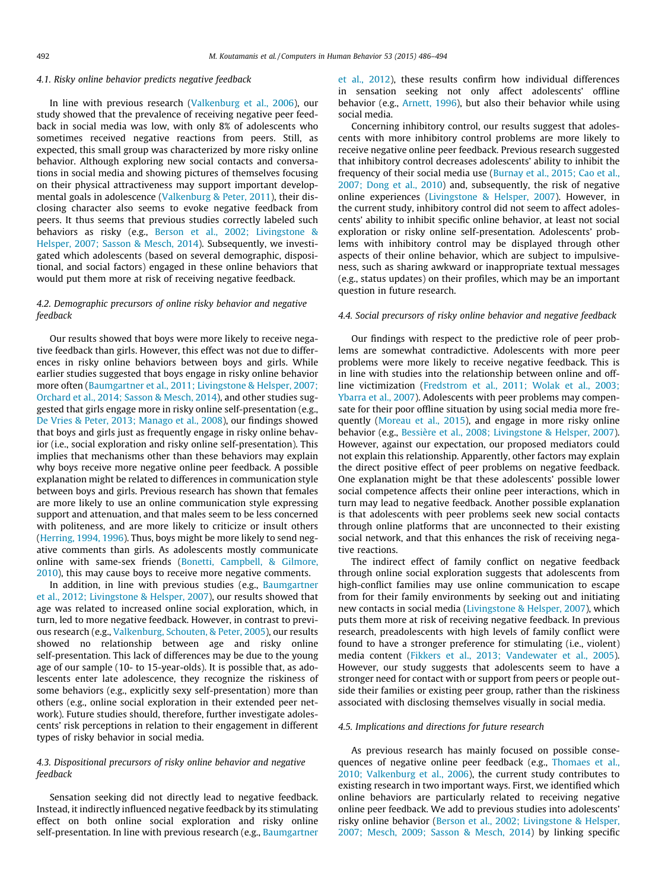### 4.1. Risky online behavior predicts negative feedback

In line with previous research (Valkenburg et al., 2006), our study showed that the prevalence of receiving negative peer feedback in social media was low, with only 8% of adolescents who sometimes received negative reactions from peers. Still, as expected, this small group was characterized by more risky online behavior. Although exploring new social contacts and conversations in social media and showing pictures of themselves focusing on their physical attractiveness may support important developmental goals in adolescence (Valkenburg & Peter, 2011), their disclosing character also seems to evoke negative feedback from peers. It thus seems that previous studies correctly labeled such behaviors as risky (e.g., Berson et al., 2002; Livingstone & Helsper, 2007; Sasson & Mesch, 2014). Subsequently, we investigated which adolescents (based on several demographic, dispositional, and social factors) engaged in these online behaviors that would put them more at risk of receiving negative feedback.

### 4.2. Demographic precursors of online risky behavior and negative feedback

Our results showed that boys were more likely to receive negative feedback than girls. However, this effect was not due to differences in risky online behaviors between boys and girls. While earlier studies suggested that boys engage in risky online behavior more often (Baumgartner et al., 2011; Livingstone & Helsper, 2007; Orchard et al., 2014; Sasson & Mesch, 2014), and other studies suggested that girls engage more in risky online self-presentation (e.g., De Vries & Peter, 2013; Manago et al., 2008), our findings showed that boys and girls just as frequently engage in risky online behavior (i.e., social exploration and risky online self-presentation). This implies that mechanisms other than these behaviors may explain why boys receive more negative online peer feedback. A possible explanation might be related to differences in communication style between boys and girls. Previous research has shown that females are more likely to use an online communication style expressing support and attenuation, and that males seem to be less concerned with politeness, and are more likely to criticize or insult others (Herring, 1994, 1996). Thus, boys might be more likely to send negative comments than girls. As adolescents mostly communicate online with same-sex friends (Bonetti, Campbell, & Gilmore, 2010), this may cause boys to receive more negative comments.

In addition, in line with previous studies (e.g., Baumgartner et al., 2012; Livingstone & Helsper, 2007), our results showed that age was related to increased online social exploration, which, in turn, led to more negative feedback. However, in contrast to previous research (e.g., Valkenburg, Schouten, & Peter, 2005), our results showed no relationship between age and risky online self-presentation. This lack of differences may be due to the young age of our sample (10- to 15-year-olds). It is possible that, as adolescents enter late adolescence, they recognize the riskiness of some behaviors (e.g., explicitly sexy self-presentation) more than others (e.g., online social exploration in their extended peer network). Future studies should, therefore, further investigate adolescents' risk perceptions in relation to their engagement in different types of risky behavior in social media.

### 4.3. Dispositional precursors of risky online behavior and negative feedback

Sensation seeking did not directly lead to negative feedback. Instead, it indirectly influenced negative feedback by its stimulating effect on both online social exploration and risky online self-presentation. In line with previous research (e.g., Baumgartner et al., 2012), these results confirm how individual differences in sensation seeking not only affect adolescents' offline behavior (e.g., Arnett, 1996), but also their behavior while using social media.

Concerning inhibitory control, our results suggest that adolescents with more inhibitory control problems are more likely to receive negative online peer feedback. Previous research suggested that inhibitory control decreases adolescents' ability to inhibit the frequency of their social media use (Burnay et al., 2015; Cao et al., 2007; Dong et al., 2010) and, subsequently, the risk of negative online experiences (Livingstone & Helsper, 2007). However, in the current study, inhibitory control did not seem to affect adolescents' ability to inhibit specific online behavior, at least not social exploration or risky online self-presentation. Adolescents' problems with inhibitory control may be displayed through other aspects of their online behavior, which are subject to impulsiveness, such as sharing awkward or inappropriate textual messages (e.g., status updates) on their profiles, which may be an important question in future research.

### 4.4. Social precursors of risky online behavior and negative feedback

Our findings with respect to the predictive role of peer problems are somewhat contradictive. Adolescents with more peer problems were more likely to receive negative feedback. This is in line with studies into the relationship between online and offline victimization (Fredstrom et al., 2011; Wolak et al., 2003; Ybarra et al., 2007). Adolescents with peer problems may compensate for their poor offline situation by using social media more frequently (Moreau et al., 2015), and engage in more risky online behavior (e.g., Bessière et al., 2008; Livingstone & Helsper, 2007). However, against our expectation, our proposed mediators could not explain this relationship. Apparently, other factors may explain the direct positive effect of peer problems on negative feedback. One explanation might be that these adolescents' possible lower social competence affects their online peer interactions, which in turn may lead to negative feedback. Another possible explanation is that adolescents with peer problems seek new social contacts through online platforms that are unconnected to their existing social network, and that this enhances the risk of receiving negative reactions.

The indirect effect of family conflict on negative feedback through online social exploration suggests that adolescents from high-conflict families may use online communication to escape from for their family environments by seeking out and initiating new contacts in social media (Livingstone & Helsper, 2007), which puts them more at risk of receiving negative feedback. In previous research, preadolescents with high levels of family conflict were found to have a stronger preference for stimulating (i.e., violent) media content (Fikkers et al., 2013; Vandewater et al., 2005). However, our study suggests that adolescents seem to have a stronger need for contact with or support from peers or people outside their families or existing peer group, rather than the riskiness associated with disclosing themselves visually in social media.

### 4.5. Implications and directions for future research

As previous research has mainly focused on possible consequences of negative online peer feedback (e.g., Thomaes et al., 2010; Valkenburg et al., 2006), the current study contributes to existing research in two important ways. First, we identified which online behaviors are particularly related to receiving negative online peer feedback. We add to previous studies into adolescents' risky online behavior (Berson et al., 2002; Livingstone & Helsper, 2007; Mesch, 2009; Sasson & Mesch, 2014) by linking specific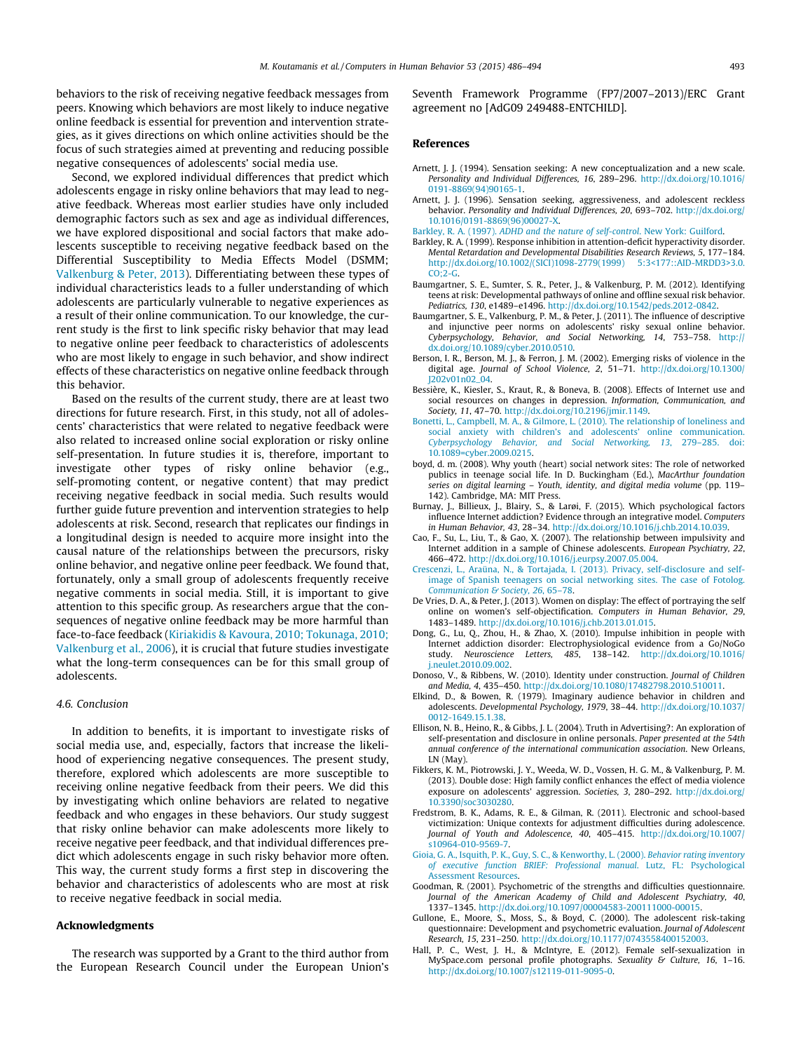behaviors to the risk of receiving negative feedback messages from peers. Knowing which behaviors are most likely to induce negative online feedback is essential for prevention and intervention strategies, as it gives directions on which online activities should be the focus of such strategies aimed at preventing and reducing possible negative consequences of adolescents' social media use.

Second, we explored individual differences that predict which adolescents engage in risky online behaviors that may lead to negative feedback. Whereas most earlier studies have only included demographic factors such as sex and age as individual differences, we have explored dispositional and social factors that make adolescents susceptible to receiving negative feedback based on the Differential Susceptibility to Media Effects Model (DSMM; Valkenburg & Peter, 2013). Differentiating between these types of individual characteristics leads to a fuller understanding of which adolescents are particularly vulnerable to negative experiences as a result of their online communication. To our knowledge, the current study is the first to link specific risky behavior that may lead to negative online peer feedback to characteristics of adolescents who are most likely to engage in such behavior, and show indirect effects of these characteristics on negative online feedback through this behavior.

Based on the results of the current study, there are at least two directions for future research. First, in this study, not all of adolescents' characteristics that were related to negative feedback were also related to increased online social exploration or risky online self-presentation. In future studies it is, therefore, important to investigate other types of risky online behavior (e.g., self-promoting content, or negative content) that may predict receiving negative feedback in social media. Such results would further guide future prevention and intervention strategies to help adolescents at risk. Second, research that replicates our findings in a longitudinal design is needed to acquire more insight into the causal nature of the relationships between the precursors, risky online behavior, and negative online peer feedback. We found that, fortunately, only a small group of adolescents frequently receive negative comments in social media. Still, it is important to give attention to this specific group. As researchers argue that the consequences of negative online feedback may be more harmful than face-to-face feedback (Kiriakidis & Kavoura, 2010; Tokunaga, 2010; Valkenburg et al., 2006), it is crucial that future studies investigate what the long-term consequences can be for this small group of adolescents.

### 4.6. Conclusion

In addition to benefits, it is important to investigate risks of social media use, and, especially, factors that increase the likelihood of experiencing negative consequences. The present study, therefore, explored which adolescents are more susceptible to receiving online negative feedback from their peers. We did this by investigating which online behaviors are related to negative feedback and who engages in these behaviors. Our study suggest that risky online behavior can make adolescents more likely to receive negative peer feedback, and that individual differences predict which adolescents engage in such risky behavior more often. This way, the current study forms a first step in discovering the behavior and characteristics of adolescents who are most at risk to receive negative feedback in social media.

## Acknowledgments

The research was supported by a Grant to the third author from the European Research Council under the European Union's Seventh Framework Programme (FP7/2007–2013)/ERC Grant agreement no [AdG09 249488-ENTCHILD].

## References

Arnett, J. J. (1994). Sensation seeking: A new conceptualization and a new scale. *Personality and Individual Differences, 16*, 289–296. http://dx.doi.org/10.1016/0191-8869(94)90165-1.

Arnett, J. J. (1996). Sensation seeking, aggressiveness, and adolescent reckless behavior. *Personality and Individual Differences, 20*, 693–702. http://dx.doi.org/10.1016/0191-8869(96)00027-X.

Barkley, R. A. (1997). *ADHD and the nature of self-control*. New York: Guilford.

Barkley, R. A. (1999). Response inhibition in attention-deficit hyperactivity disorder. *Mental Retardation and Developmental Disabilities Research Reviews, 5*, 177–184. http://dx.doi.org/10.1002/(SICI)1098-2779(1999) 5:3<177::AID-MRDD3>3.0.CO;2-G.

Baumgartner, S. E., Sumter, S. R., Peter, J., & Valkenburg, P. M. (2012). Identifying teens at risk: Developmental pathways of online and offline sexual risk behavior. *Pediatrics, 130*, e1489–e1496. http://dx.doi.org/10.1542/peds.2012-0842.

Baumgartner, S. E., Valkenburg, P. M., & Peter, J. (2011). The influence of descriptive and injunctive peer norms on adolescents' risky sexual online behavior. *Cyberpsychology, Behavior, and Social Networking, 14*, 753–758. http://dx.doi.org/10.1089/cyber.2010.0510.

Berson, I. R., Berson, M. J., & Ferron, J. M. (2002). Emerging risks of violence in the digital age. *Journal of School Violence, 2*, 51–71. http://dx.doi.org/10.1300/J202v01n02_04.

Bessière, K., Kiesler, S., Kraut, R., & Boneva, B. (2008). Effects of Internet use and social resources on changes in depression. *Information, Communication, and Society, 11*, 47–70. http://dx.doi.org/10.2196/jmir.1149.

Bonetti, L., Campbell, M. A., & Gilmore, L. (2010). The relationship of loneliness and social anxiety with children's and adolescents' online communication. *Cyberpsychology Behavior, and Social Networking, 13*, 279–285. doi: 10.1089=cyber.2009.0215.

boyd, d. m. (2008). Why youth (heart) social network sites: The role of networked publics in teenage social life. In D. Buckingham (Ed.), *MacArthur foundation series on digital learning – Youth, identity, and digital media volume* (pp. 119–142). Cambridge, MA: MIT Press.

Burnay, J., Billieux, J., Blairy, S., & Larøi, F. (2015). Which psychological factors influence Internet addiction? Evidence through an integrative model. *Computers in Human Behavior, 43*, 28–34. http://dx.doi.org/10.1016/j.chb.2014.10.039.

Cao, F., Su, L., Liu, T., & Gao, X. (2007). The relationship between impulsivity and Internet addition in a sample of Chinese adolescents. *European Psychiatry, 22*, 466–472. http://dx.doi.org/10.1016/j.eurpsy.2007.05.004.

Crescenzi, L., Araüna, N., & Tortajada, I. (2013). Privacy, self-disclosure and self-image of Spanish teenagers on social networking sites. The case of Fotolog. *Communication & Society, 26*, 65–78.

De Vries, D. A., & Peter, J. (2013). Women on display: The effect of portraying the self online on women's self-objectification. *Computers in Human Behavior, 29*, 1483–1489. http://dx.doi.org/10.1016/j.chb.2013.01.015.

Dong, G., Lu, Q., Zhou, H., & Zhao, X. (2010). Impulse inhibition in people with Internet addiction disorder: Electrophysiological evidence from a Go/NoGo study. *Neuroscience Letters, 485*, 138–142. http://dx.doi.org/10.1016/j.neulet.2010.09.002.

Donoso, V., & Ribbens, W. (2010). Identity under construction. *Journal of Children and Media, 4*, 435–450. http://dx.doi.org/10.1080/17482798.2010.510011.

Elkind, D., & Bowen, R. (1979). Imaginary audience behavior in children and adolescents. *Developmental Psychology, 1979*, 38–44. http://dx.doi.org/10.1037/0012-1649.15.1.38.

Ellison, N. B., Heino, R., & Gibbs, J. L. (2004). Truth in Advertising?: An exploration of self-presentation and disclosure in online personals. *Paper presented at the 54th annual conference of the international communication association*. New Orleans, LN (May).

Fikkers, K. M., Piotrowski, J. Y., Weeda, W. D., Vossen, H. G. M., & Valkenburg, P. M. (2013). Double dose: High family conflict enhances the effect of media violence exposure on adolescents' aggression. *Societies, 3*, 280–292. http://dx.doi.org/10.3390/soc3030280.

Fredstrom, B. K., Adams, R. E., & Gilman, R. (2011). Electronic and school-based victimization: Unique contexts for adjustment difficulties during adolescence. *Journal of Youth and Adolescence, 40*, 405–415. http://dx.doi.org/10.1007/s10964-010-9569-7.

Gioia, G. A., Isquith, P. K., Guy, S. C., & Kenworthy, L. (2000). *Behavior rating inventory of executive function BRIEF: Professional manual*. Lutz, FL: Psychological Assessment Resources.

Goodman, R. (2001). Psychometric of the strengths and difficulties questionnaire. *Journal of the American Academy of Child and Adolescent Psychiatry, 40*, 1337–1345. http://dx.doi.org/10.1097/00004583-200111000-00015.

Gullone, E., Moore, S., Moss, S., & Boyd, C. (2000). The adolescent risk-taking questionnaire: Development and psychometric evaluation. *Journal of Adolescent Research, 15*, 231–250. http://dx.doi.org/10.1177/0743558400152003.

Hall, P. C., West, J. H., & McIntyre, E. (2012). Female self-sexualization in MySpace.com personal profile photographs. *Sexuality & Culture, 16*, 1–16. http://dx.doi.org/10.1007/s12119-011-9095-0.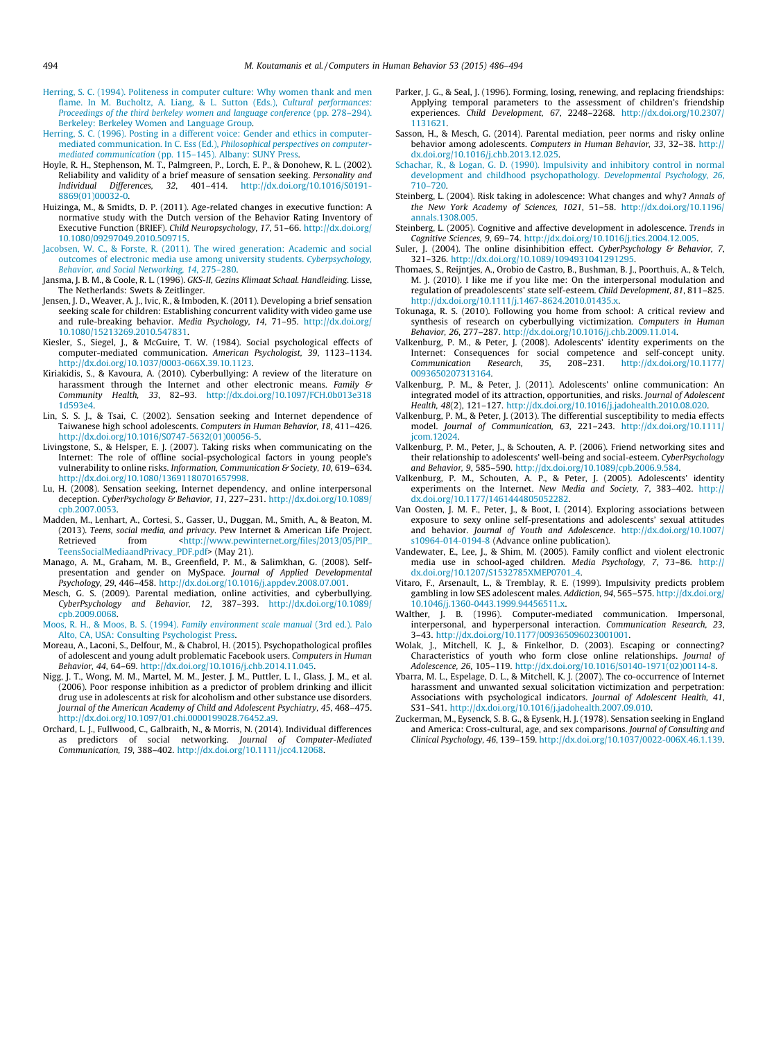Herring, S. C. (1994). Politeness in computer culture: Why women thank and men flame. In M. Bucholtz, A. Liang, & L. Sutton (Eds.), *Cultural performances: Proceedings of the third berkeley women and language conference* (pp. 278–294). Berkeley: Berkeley Women and Language Group.

Herring, S. C. (1996). Posting in a different voice: Gender and ethics in computer-mediated communication. In C. Ess (Ed.), *Philosophical perspectives on computer-mediated communication* (pp. 115–145). Albany: SUNY Press.

Hoyle, R. H., Stephenson, M. T., Palmgreen, P., Lorch, E. P., & Donohew, R. L. (2002). Reliability and validity of a brief measure of sensation seeking. *Personality and Individual Differences, 32*, 401–414. http://dx.doi.org/10.1016/S0191-8869(01)00032-0.

Huizinga, M., & Smidts, D. P. (2011). Age-related changes in executive function: A normative study with the Dutch version of the Behavior Rating Inventory of Executive Function (BRIEF). *Child Neuropsychology, 17*, 51–66. http://dx.doi.org/10.1080/09297049.2010.509715.

Jacobsen, W. C., & Forste, R. (2011). The wired generation: Academic and social outcomes of electronic media use among university students. *Cyberpsychology, Behavior, and Social Networking, 14*, 275–280.

Jansma, J. B. M., & Coole, R. L. (1996). *GKS-II, Gezins Klimaat Schaal. Handleiding*. Lisse, The Netherlands: Swets & Zeitlinger.

Jensen, J. D., Weaver, A. J., Ivic, R., & Imboden, K. (2011). Developing a brief sensation seeking scale for children: Establishing concurrent validity with video game use and rule-breaking behavior. *Media Psychology, 14*, 71–95. http://dx.doi.org/10.1080/15213269.2010.547831.

Kiesler, S., Siegel, J., & McGuire, T. W. (1984). Social psychological effects of computer-mediated communication. *American Psychologist, 39*, 1123–1134. http://dx.doi.org/10.1037/0003-066X.39.10.1123.

Kiriakidis, S., & Kavoura, A. (2010). Cyberbullying: A review of the literature on harassment through the Internet and other electronic means. *Family & Community Health, 33*, 82–93. http://dx.doi.org/10.1097/FCH.0b013e3181d593e4.

Lin, S. S. J., & Tsai, C. (2002). Sensation seeking and Internet dependence of Taiwanese high school adolescents. *Computers in Human Behavior, 18*, 411–426. http://dx.doi.org/10.1016/S0747-5632(01)00056-5.

Livingstone, S., & Helsper, E. J. (2007). Taking risks when communicating on the Internet: The role of offline social-psychological factors in young people's vulnerability to online risks. *Information, Communication & Society, 10*, 619–634. http://dx.doi.org/10.1080/13691180701657998.

Lu, H. (2008). Sensation seeking, Internet dependency, and online interpersonal deception. *CyberPsychology & Behavior, 11*, 227–231. http://dx.doi.org/10.1089/cpb.2007.0053.

Madden, M., Lenhart, A., Cortesi, S., Gasser, U., Duggan, M., Smith, A., & Beaton, M. (2013). *Teens, social media, and privacy*. Pew Internet & American Life Project. Retrieved from <http://www.pewinternet.org/files/2013/05/PIP_TeensSocialMediaandPrivacy_PDF.pdf> (May 21).

Manago, A. M., Graham, M. B., Greenfield, P. M., & Salimkhan, G. (2008). Self-presentation and gender on MySpace. *Journal of Applied Developmental Psychology, 29*, 446–458. http://dx.doi.org/10.1016/j.appdev.2008.07.001.

Mesch, G. S. (2009). Parental mediation, online activities, and cyberbullying. *CyberPsychology and Behavior, 12*, 387–393. http://dx.doi.org/10.1089/cpb.2009.0068.

Moos, R. H., & Moos, B. S. (1994). *Family environment scale manual* (3rd ed.). Palo Alto, CA, USA: Consulting Psychologist Press.

Moreau, A., Laconi, S., Delfour, M., & Chabrol, H. (2015). Psychopathological profiles of adolescent and young adult problematic Facebook users. *Computers in Human Behavior, 44*, 64–69. http://dx.doi.org/10.1016/j.chb.2014.11.045.

Nigg, J. T., Wong, M. M., Martel, M. M., Jester, J. M., Puttler, L. I., Glass, J. M., et al. (2006). Poor response inhibition as a predictor of problem drinking and illicit drug use in adolescents at risk for alcoholism and other substance use disorders. *Journal of the American Academy of Child and Adolescent Psychiatry, 45*, 468–475. http://dx.doi.org/10.1097/01.chi.0000199028.76452.a9.

Orchard, L. J., Fullwood, C., Galbraith, N., & Morris, N. (2014). Individual differences as predictors of social networking. *Journal of Computer-Mediated Communication, 19*, 388–402. http://dx.doi.org/10.1111/jcc4.12068.

Parker, J. G., & Seal, J. (1996). Forming, losing, renewing, and replacing friendships: Applying temporal parameters to the assessment of children's friendship experiences. *Child Development, 67*, 2248–2268. http://dx.doi.org/10.2307/1131621.

Sasson, H., & Mesch, G. (2014). Parental mediation, peer norms and risky online behavior among adolescents. *Computers in Human Behavior, 33*, 32–38. http://dx.doi.org/10.1016/j.chb.2013.12.025.

Schachar, R., & Logan, G. D. (1990). Impulsivity and inhibitory control in normal development and childhood psychopathology. *Developmental Psychology, 26*, 710–720.

Steinberg, L. (2004). Risk taking in adolescence: What changes and why? *Annals of the New York Academy of Sciences, 1021*, 51–58. http://dx.doi.org/10.1196/annals.1308.005.

Steinberg, L. (2005). Cognitive and affective development in adolescence. *Trends in Cognitive Sciences, 9*, 69–74. http://dx.doi.org/10.1016/j.tics.2004.12.005.

Suler, J. (2004). The online disinhibition effect. *CyberPsychology & Behavior, 7*, 321–326. http://dx.doi.org/10.1089/1094931041291295.

Thomaes, S., Reijntjes, A., Orobio de Castro, B., Bushman, B. J., Poorthuis, A., & Telch, M. J. (2010). I like me if you like me: On the interpersonal modulation and regulation of preadolescents' state self-esteem. *Child Development, 81*, 811–825. http://dx.doi.org/10.1111/j.1467-8624.2010.01435.x.

Tokunaga, R. S. (2010). Following you home from school: A critical review and synthesis of research on cyberbullying victimization. *Computers in Human Behavior, 26*, 277–287. http://dx.doi.org/10.1016/j.chb.2009.11.014.

Valkenburg, P. M., & Peter, J. (2008). Adolescents' identity experiments on the Internet: Consequences for social competence and self-concept unity. *Communication Research, 35*, 208–231. http://dx.doi.org/10.1177/0093650207313164.

Valkenburg, P. M., & Peter, J. (2011). Adolescents' online communication: An integrated model of its attraction, opportunities, and risks. *Journal of Adolescent Health, 48*(2), 121–127. http://dx.doi.org/10.1016/j.jadohealth.2010.08.020.

Valkenburg, P. M., & Peter, J. (2013). The differential susceptibility to media effects model. *Journal of Communication, 63*, 221–243. http://dx.doi.org/10.1111/jcom.12024.

Valkenburg, P. M., Peter, J., & Schouten, A. P. (2006). Friend networking sites and their relationship to adolescents' well-being and social-esteem. *CyberPsychology and Behavior, 9*, 585–590. http://dx.doi.org/10.1089/cpb.2006.9.584.

Valkenburg, P. M., Schouten, A. P., & Peter, J. (2005). Adolescents' identity experiments on the Internet. *New Media and Society, 7*, 383–402. http://dx.doi.org/10.1177/1461444805052282.

Van Oosten, J. M. F., Peter, J., & Boot, I. (2014). Exploring associations between exposure to sexy online self-presentations and adolescents' sexual attitudes and behavior. *Journal of Youth and Adolescence*. http://dx.doi.org/10.1007/s10964-014-0194-8 (Advance online publication).

Vandewater, E., Lee, J., & Shim, M. (2005). Family conflict and violent electronic media use in school-aged children. *Media Psychology, 7*, 73–86. http://dx.doi.org/10.1207/S1532785XMEP0701_4.

Vitaro, F., Arsenault, L., & Tremblay, R. E. (1999). Impulsivity predicts problem gambling in low SES adolescent males. *Addiction, 94*, 565–575. http://dx.doi.org/10.1046/j.1360-0443.1999.94456511.x.

Walther, J. B. (1996). Computer-mediated communication. Impersonal, interpersonal, and hyperpersonal interaction. *Communication Research, 23*, 3–43. http://dx.doi.org/10.1177/009365096023001001.

Wolak, J., Mitchell, K. J., & Finkelhor, D. (2003). Escaping or connecting? Characteristics of youth who form close online relationships. *Journal of Adolescence, 26*, 105–119. http://dx.doi.org/10.1016/S0140-1971(02)00114-8.

Ybarra, M. L., Espelage, D. L., & Mitchell, K. J. (2007). The co-occurrence of Internet harassment and unwanted sexual solicitation victimization and perpetration: Associations with psychological indicators. *Journal of Adolescent Health, 41*, S31–S41. http://dx.doi.org/10.1016/j.jadohealth.2007.09.010.

Zuckerman, M., Eysenck, S. B. G., & Eysenk, H. J. (1978). Sensation seeking in England and America: Cross-cultural, age, and sex comparisons. *Journal of Consulting and Clinical Psychology, 46*, 139–159. http://dx.doi.org/10.1037/0022-006X.46.1.139.